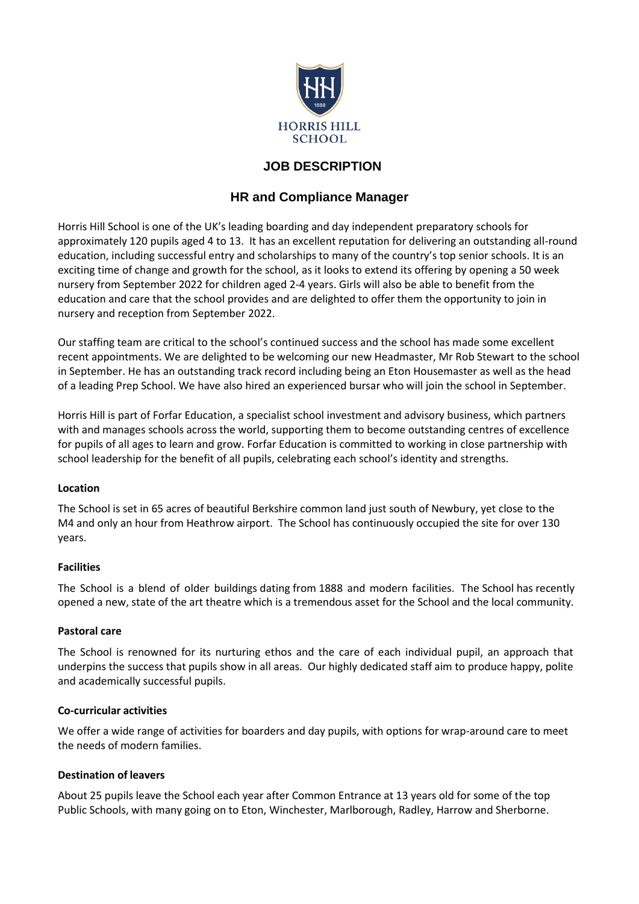HORRIS HILL SCHOOL

# JOB DESCRIPTION

## HR and Compliance Manager

Horris Hill School is one of the UK's leading boarding and day independent preparatory schools for approximately 120 pupils aged 4 to 13. It has an excellent reputation for delivering an outstanding all-round education, including successful entry and scholarships to many of the country's top senior schools. It is an exciting time of change and growth for the school, as it looks to extend its offering by opening a 50 week nursery from September 2022 for children aged 2-4 years. Girls will also be able to benefit from the education and care that the school provides and are delighted to offer them the opportunity to join in nursery and reception from September 2022.

Our staffing team are critical to the school's continued success and the school has made some excellent recent appointments. We are delighted to be welcoming our new Headmaster, Mr Rob Stewart to the school in September. He has an outstanding track record including being an Eton Housemaster as well as the head of a leading Prep School. We have also hired an experienced bursar who will join the school in September.

Horris Hill is part of Forfar Education, a specialist school investment and advisory business, which partners with and manages schools across the world, supporting them to become outstanding centres of excellence for pupils of all ages to learn and grow. Forfar Education is committed to working in close partnership with school leadership for the benefit of all pupils, celebrating each school's identity and strengths.

**Location**

The School is set in 65 acres of beautiful Berkshire common land just south of Newbury, yet close to the M4 and only an hour from Heathrow airport. The School has continuously occupied the site for over 130 years.

**Facilities**

The School is a blend of older buildings dating from 1888 and modern facilities. The School has recently opened a new, state of the art theatre which is a tremendous asset for the School and the local community.

**Pastoral care**

The School is renowned for its nurturing ethos and the care of each individual pupil, an approach that underpins the success that pupils show in all areas. Our highly dedicated staff aim to produce happy, polite and academically successful pupils.

**Co-curricular activities**

We offer a wide range of activities for boarders and day pupils, with options for wrap-around care to meet the needs of modern families.

**Destination of leavers**

About 25 pupils leave the School each year after Common Entrance at 13 years old for some of the top Public Schools, with many going on to Eton, Winchester, Marlborough, Radley, Harrow and Sherborne.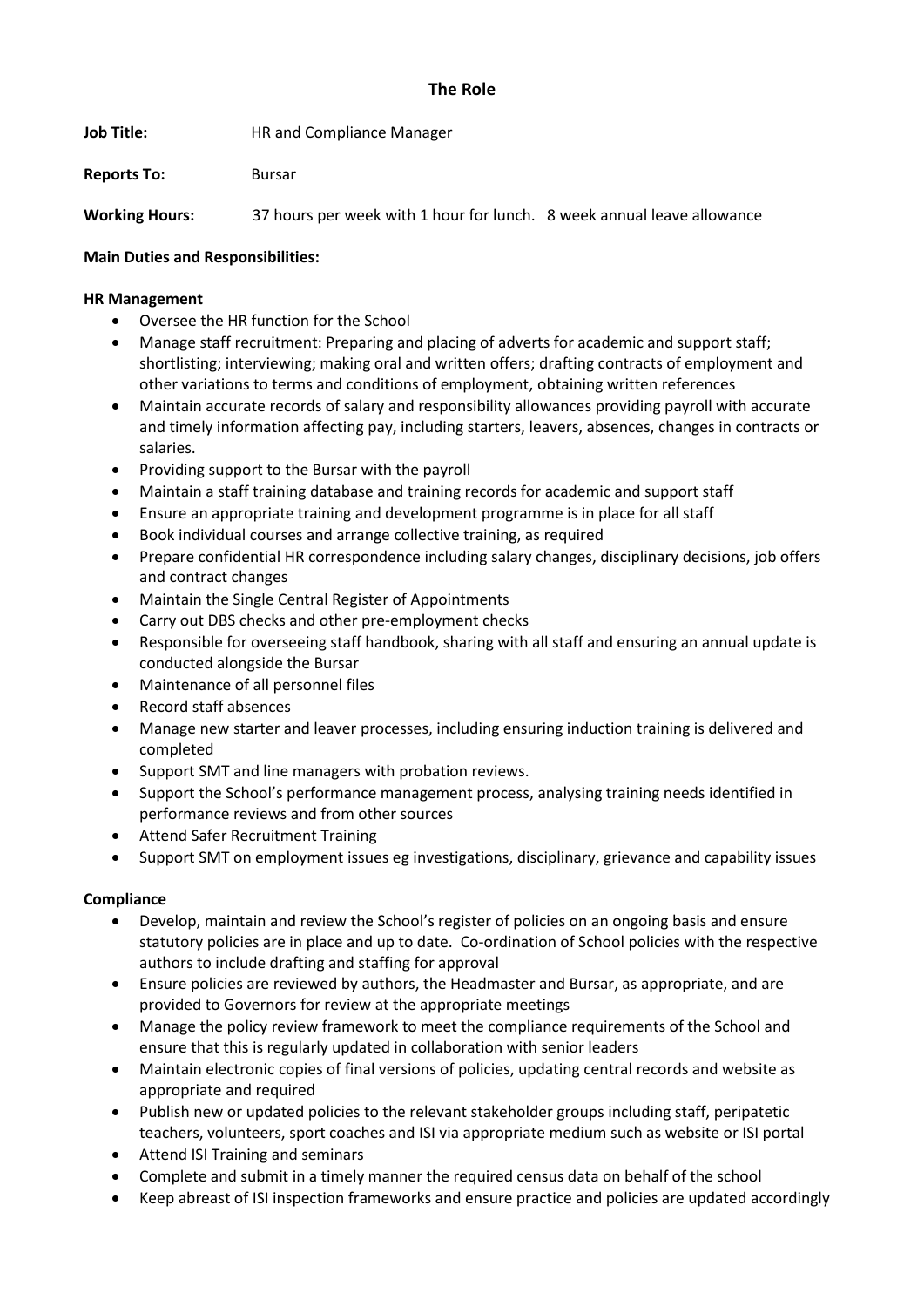## The Role

**Job Title:** HR and Compliance Manager

**Reports To:** Bursar

**Working Hours:** 37 hours per week with 1 hour for lunch. 8 week annual leave allowance

**Main Duties and Responsibilities:**

**HR Management**

- Oversee the HR function for the School
- Manage staff recruitment: Preparing and placing of adverts for academic and support staff; shortlisting; interviewing; making oral and written offers; drafting contracts of employment and other variations to terms and conditions of employment, obtaining written references
- Maintain accurate records of salary and responsibility allowances providing payroll with accurate and timely information affecting pay, including starters, leavers, absences, changes in contracts or salaries.
- Providing support to the Bursar with the payroll
- Maintain a staff training database and training records for academic and support staff
- Ensure an appropriate training and development programme is in place for all staff
- Book individual courses and arrange collective training, as required
- Prepare confidential HR correspondence including salary changes, disciplinary decisions, job offers and contract changes
- Maintain the Single Central Register of Appointments
- Carry out DBS checks and other pre-employment checks
- Responsible for overseeing staff handbook, sharing with all staff and ensuring an annual update is conducted alongside the Bursar
- Maintenance of all personnel files
- Record staff absences
- Manage new starter and leaver processes, including ensuring induction training is delivered and completed
- Support SMT and line managers with probation reviews.
- Support the School's performance management process, analysing training needs identified in performance reviews and from other sources
- Attend Safer Recruitment Training
- Support SMT on employment issues eg investigations, disciplinary, grievance and capability issues

**Compliance**

- Develop, maintain and review the School's register of policies on an ongoing basis and ensure statutory policies are in place and up to date. Co-ordination of School policies with the respective authors to include drafting and staffing for approval
- Ensure policies are reviewed by authors, the Headmaster and Bursar, as appropriate, and are provided to Governors for review at the appropriate meetings
- Manage the policy review framework to meet the compliance requirements of the School and ensure that this is regularly updated in collaboration with senior leaders
- Maintain electronic copies of final versions of policies, updating central records and website as appropriate and required
- Publish new or updated policies to the relevant stakeholder groups including staff, peripatetic teachers, volunteers, sport coaches and ISI via appropriate medium such as website or ISI portal
- Attend ISI Training and seminars
- Complete and submit in a timely manner the required census data on behalf of the school
- Keep abreast of ISI inspection frameworks and ensure practice and policies are updated accordingly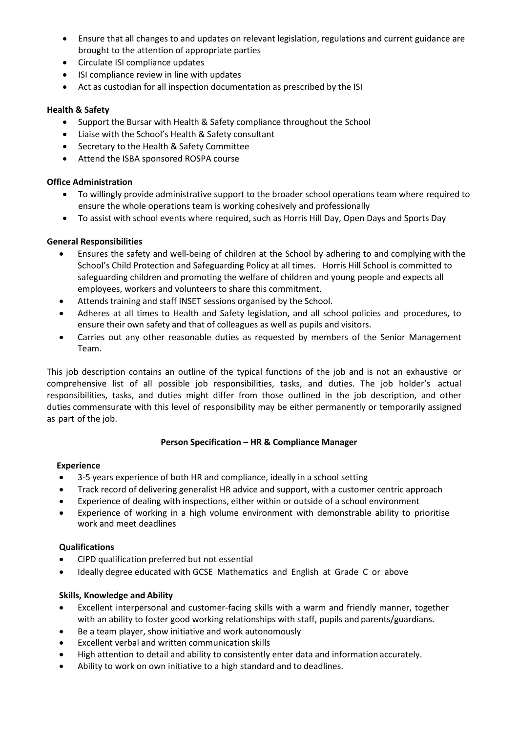- Ensure that all changes to and updates on relevant legislation, regulations and current guidance are brought to the attention of appropriate parties
- Circulate ISI compliance updates
- ISI compliance review in line with updates
- Act as custodian for all inspection documentation as prescribed by the ISI

**Health & Safety**

- Support the Bursar with Health & Safety compliance throughout the School
- Liaise with the School's Health & Safety consultant
- Secretary to the Health & Safety Committee
- Attend the ISBA sponsored ROSPA course

**Office Administration**

- To willingly provide administrative support to the broader school operations team where required to ensure the whole operations team is working cohesively and professionally
- To assist with school events where required, such as Horris Hill Day, Open Days and Sports Day

**General Responsibilities**

- Ensures the safety and well-being of children at the School by adhering to and complying with the School's Child Protection and Safeguarding Policy at all times. Horris Hill School is committed to safeguarding children and promoting the welfare of children and young people and expects all employees, workers and volunteers to share this commitment.
- Attends training and staff INSET sessions organised by the School.
- Adheres at all times to Health and Safety legislation, and all school policies and procedures, to ensure their own safety and that of colleagues as well as pupils and visitors.
- Carries out any other reasonable duties as requested by members of the Senior Management Team.

This job description contains an outline of the typical functions of the job and is not an exhaustive or comprehensive list of all possible job responsibilities, tasks, and duties. The job holder's actual responsibilities, tasks, and duties might differ from those outlined in the job description, and other duties commensurate with this level of responsibility may be either permanently or temporarily assigned as part of the job.

## Person Specification – HR & Compliance Manager

**Experience**

- 3-5 years experience of both HR and compliance, ideally in a school setting
- Track record of delivering generalist HR advice and support, with a customer centric approach
- Experience of dealing with inspections, either within or outside of a school environment
- Experience of working in a high volume environment with demonstrable ability to prioritise work and meet deadlines

**Qualifications**

- CIPD qualification preferred but not essential
- Ideally degree educated with GCSE Mathematics and English at Grade C or above

**Skills, Knowledge and Ability**

- Excellent interpersonal and customer-facing skills with a warm and friendly manner, together with an ability to foster good working relationships with staff, pupils and parents/guardians.
- Be a team player, show initiative and work autonomously
- Excellent verbal and written communication skills
- High attention to detail and ability to consistently enter data and information accurately.
- Ability to work on own initiative to a high standard and to deadlines.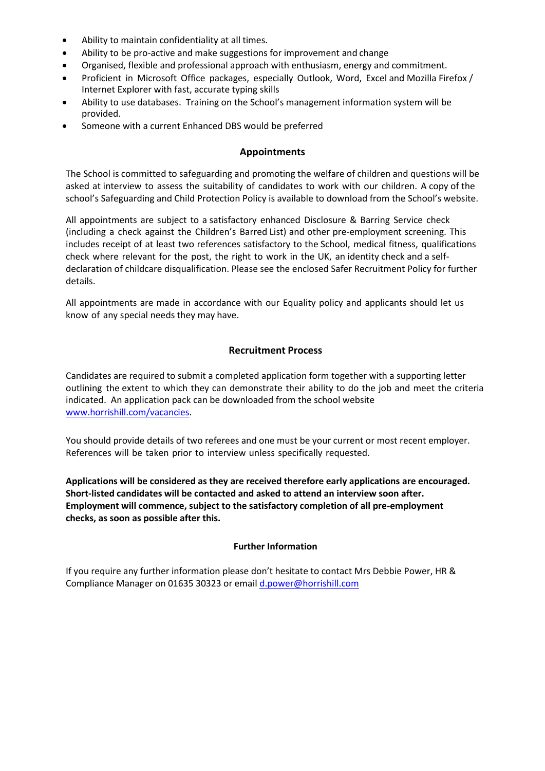- Ability to maintain confidentiality at all times.
- Ability to be pro-active and make suggestions for improvement and change
- Organised, flexible and professional approach with enthusiasm, energy and commitment.
- Proficient in Microsoft Office packages, especially Outlook, Word, Excel and Mozilla Firefox / Internet Explorer with fast, accurate typing skills
- Ability to use databases. Training on the School's management information system will be provided.
- Someone with a current Enhanced DBS would be preferred

## Appointments

The School is committed to safeguarding and promoting the welfare of children and questions will be asked at interview to assess the suitability of candidates to work with our children. A copy of the school's Safeguarding and Child Protection Policy is available to download from the School's website.

All appointments are subject to a satisfactory enhanced Disclosure & Barring Service check (including a check against the Children's Barred List) and other pre-employment screening. This includes receipt of at least two references satisfactory to the School, medical fitness, qualifications check where relevant for the post, the right to work in the UK, an identity check and a self-declaration of childcare disqualification. Please see the enclosed Safer Recruitment Policy for further details.

All appointments are made in accordance with our Equality policy and applicants should let us know of any special needs they may have.

## Recruitment Process

Candidates are required to submit a completed application form together with a supporting letter outlining the extent to which they can demonstrate their ability to do the job and meet the criteria indicated. An application pack can be downloaded from the school website [www.horrishill.com/vacancies](http://www.horrishill.com/vacancies).

You should provide details of two referees and one must be your current or most recent employer. References will be taken prior to interview unless specifically requested.

**Applications will be considered as they are received therefore early applications are encouraged. Short-listed candidates will be contacted and asked to attend an interview soon after. Employment will commence, subject to the satisfactory completion of all pre-employment checks, as soon as possible after this.**

## Further Information

If you require any further information please don't hesitate to contact Mrs Debbie Power, HR & Compliance Manager on 01635 30323 or email [d.power@horrishill.com](mailto:d.power@horrishill.com)